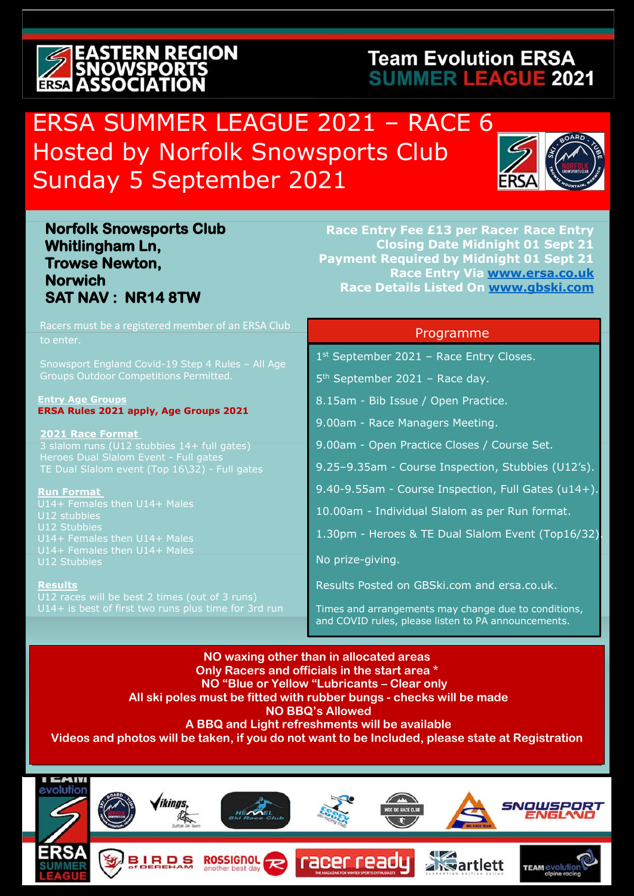# EASTERN REGION SNOWSPORTS ASSOCIATION

**Team Evolution ERSA SUMMER LEAGUE 2021**

# ERSA SUMMER LEAGUE 2021 – RACE 6
## Hosted by Norfolk Snowsports Club
## Sunday 5 September 2021

**Norfolk Snowsports Club**
**Whitlingham Ln,**
**Trowse Newton,**
**Norwich**
**SAT NAV : NR14 8TW**

**Race Entry Fee £13 per Racer Race Entry Closing Date Midnight 01 Sept 21**
**Payment Required by Midnight 01 Sept 21**
**Race Entry Via www.ersa.co.uk**
**Race Details Listed On www.gbski.com**

Racers must be a registered member of an ERSA Club to enter.

Snowsport England Covid-19 Step 4 Rules – All Age Groups Outdoor Competitions Permitted.

**Entry Age Groups**
**ERSA Rules 2021 apply, Age Groups 2021**

**2021 Race Format**
3 slalom runs (U12 stubbies 14+ full gates)
Heroes Dual Slalom Event - Full gates
TE Dual Slalom event (Top 16\32) - Full gates

**Run Format**
U14+ Females then U14+ Males
U12 stubbies
U12 Stubbies
U14+ Females then U14+ Males
U14+ Females then U14+ Males
U12 Stubbies

**Results**
U12 races will be best 2 times (out of 3 runs)
U14+ is best of first two runs plus time for 3rd run

## Programme

1st September 2021 – Race Entry Closes.

5th September 2021 – Race day.

8.15am - Bib Issue / Open Practice.

9.00am - Race Managers Meeting.

9.00am - Open Practice Closes / Course Set.

9.25–9.35am - Course Inspection, Stubbies (U12's).

9.40-9.55am - Course Inspection, Full Gates (u14+).

10.00am - Individual Slalom as per Run format.

1.30pm - Heroes & TE Dual Slalom Event (Top16/32).

No prize-giving.

Results Posted on GBSki.com and ersa.co.uk.

Times and arrangements may change due to conditions, and COVID rules, please listen to PA announcements.

**NO waxing other than in allocated areas**
**Only Racers and officials in the start area \***
**NO "Blue or Yellow "Lubricants – Clear only**
**All ski poles must be fitted with rubber bungs - checks will be made**
**NO BBQ's Allowed**
**A BBQ and Light refreshments will be available**
**Videos and photos will be taken, if you do not want to be Included, please state at Registration**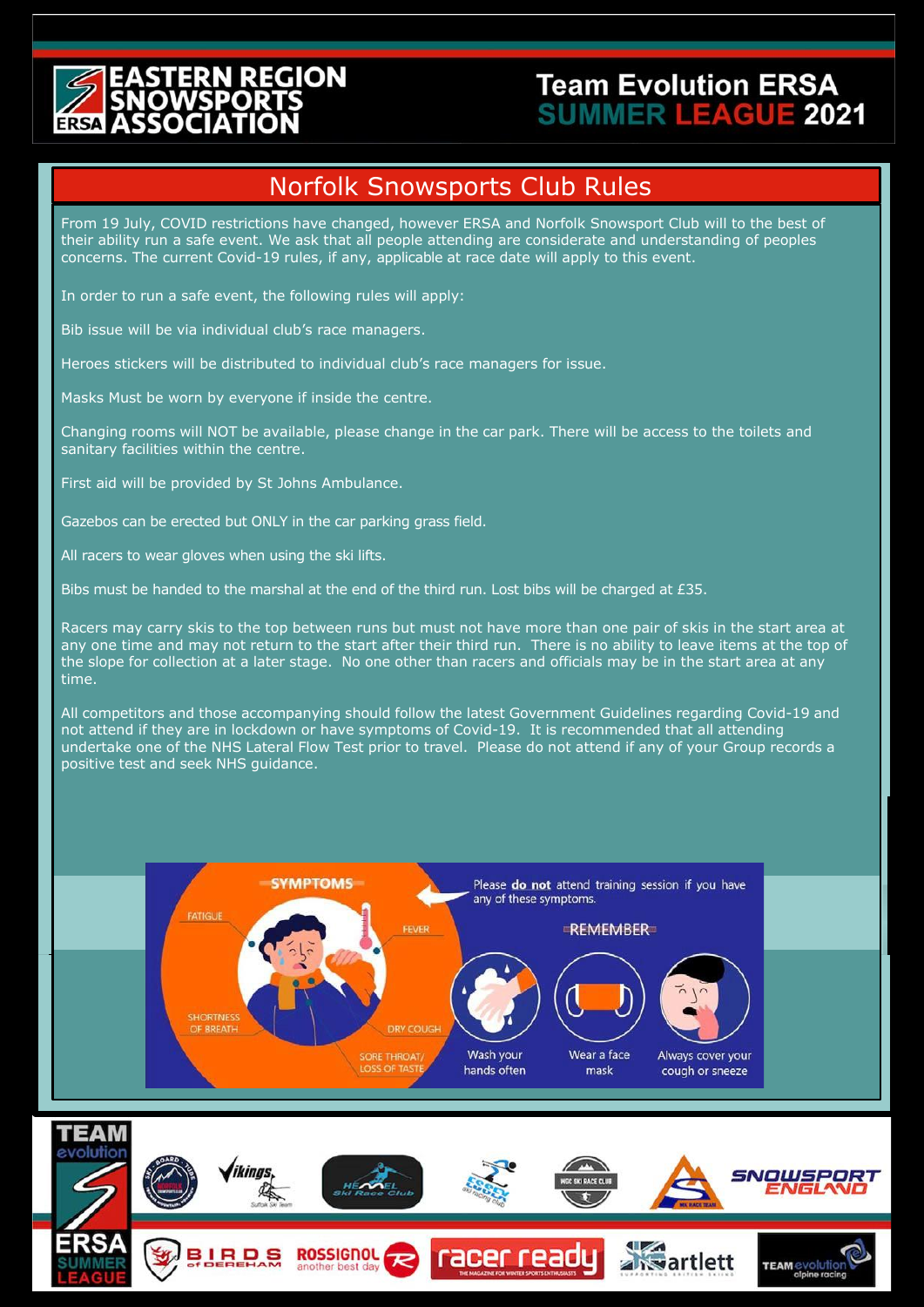# Norfolk Snowsports Club Rules

From 19 July, COVID restrictions have changed, however ERSA and Norfolk Snowsport Club will to the best of their ability run a safe event. We ask that all people attending are considerate and understanding of peoples concerns. The current Covid-19 rules, if any, applicable at race date will apply to this event.

In order to run a safe event, the following rules will apply:

Bib issue will be via individual club's race managers.

Heroes stickers will be distributed to individual club's race managers for issue.

Masks Must be worn by everyone if inside the centre.

Changing rooms will NOT be available, please change in the car park. There will be access to the toilets and sanitary facilities within the centre.

First aid will be provided by St Johns Ambulance.

Gazebos can be erected but ONLY in the car parking grass field.

All racers to wear gloves when using the ski lifts.

Bibs must be handed to the marshal at the end of the third run. Lost bibs will be charged at £35.

Racers may carry skis to the top between runs but must not have more than one pair of skis in the start area at any one time and may not return to the start after their third run. There is no ability to leave items at the top of the slope for collection at a later stage. No one other than racers and officials may be in the start area at any time.

All competitors and those accompanying should follow the latest Government Guidelines regarding Covid-19 and not attend if they are in lockdown or have symptoms of Covid-19. It is recommended that all attending undertake one of the NHS Lateral Flow Test prior to travel. Please do not attend if any of your Group records a positive test and seek NHS guidance.